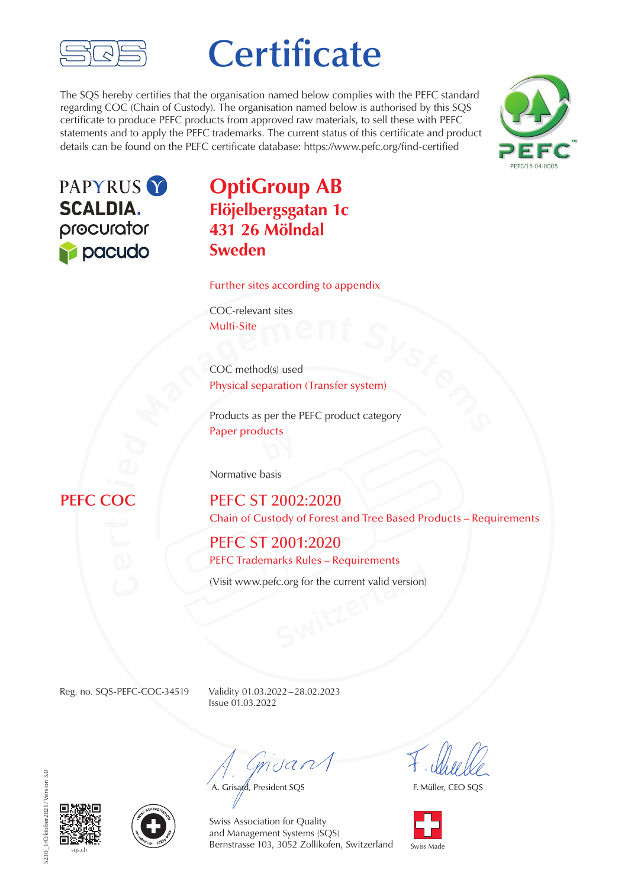SQS

# Certificate

The SQS hereby certifies that the organisation named below complies with the PEFC standard regarding COC (Chain of Custody). The organisation named below is authorised by this SQS certificate to produce PEFC products from approved raw materials, to sell these with PEFC statements and to apply the PEFC trademarks. The current status of this certificate and product details can be found on the PEFC certificate database: https://www.pefc.org/find-certified

PEFC
PEFC/15-04-0005

PAPYRUS
SCALDIA.
procurator
pacudo

## OptiGroup AB
### Flöjelbergsgatan 1c
### 431 26 Mölndal
### Sweden

Further sites according to appendix

COC-relevant sites
Multi-Site

COC method(s) used
Physical separation (Transfer system)

Products as per the PEFC product category
Paper products

Normative basis

**PEFC COC**

**PEFC ST 2002:2020**
Chain of Custody of Forest and Tree Based Products – Requirements

**PEFC ST 2001:2020**
PEFC Trademarks Rules – Requirements

(Visit www.pefc.org for the current valid version)

Reg. no. SQS-PEFC-COC-34519

Validity 01.03.2022 – 28.02.2023
Issue 01.03.2022

A. Grisard, President SQS

F. Müller, CEO SQS

Swiss Association for Quality
and Management Systems (SQS)
Bernstrasse 103, 3052 Zollikofen, Switzerland

sqs.ch

Swiss Made

5230_1/Oktober2021/Version 3.0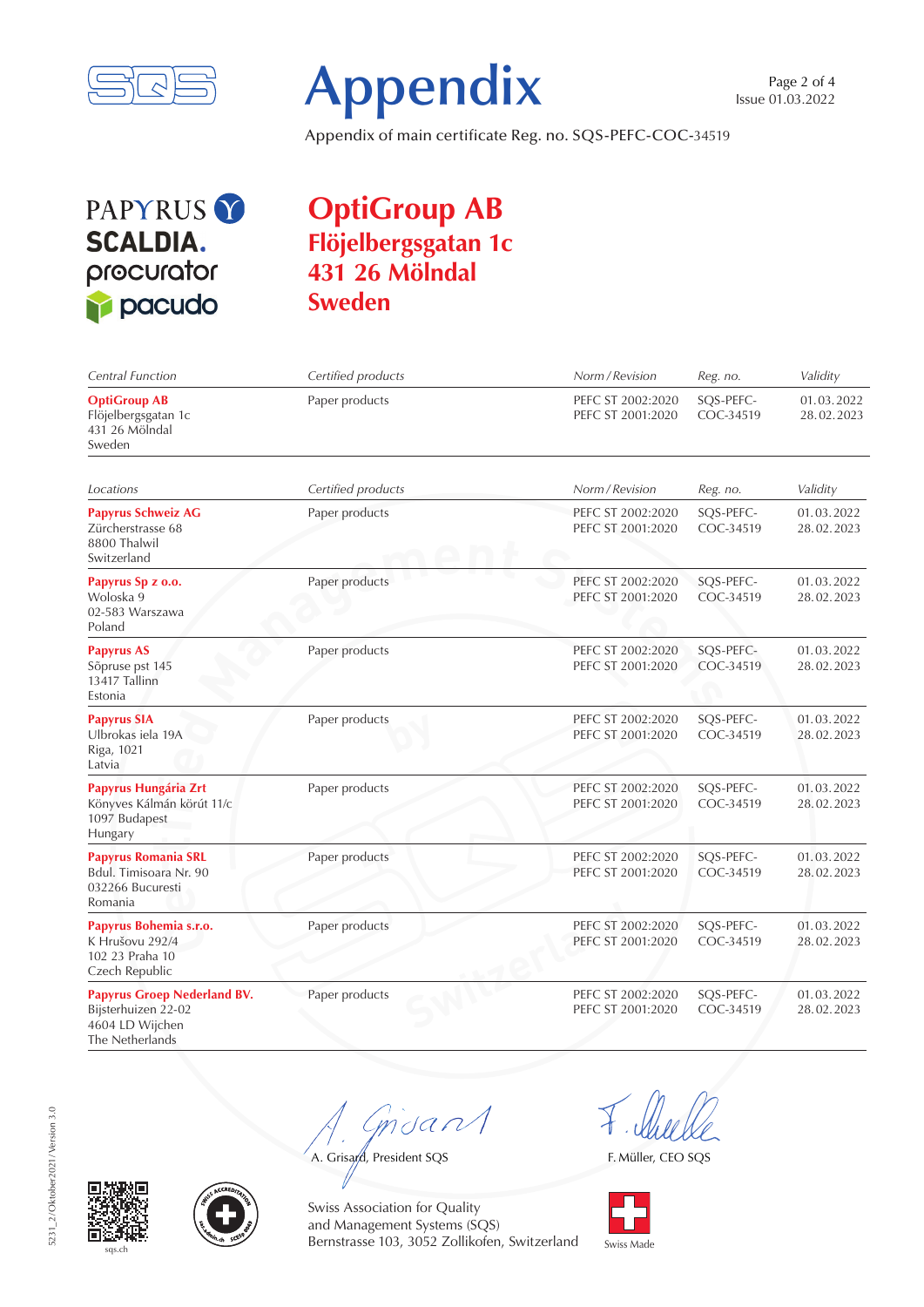# Appendix

Issue 01.03.2022

Appendix of main certificate Reg. no. SQS-PEFC-COC-34519

PAPYRUS
SCALDIA.
procurator
pacudo

## OptiGroup AB
### Flöjelbergsgatan 1c
### 431 26 Mölndal
### Sweden

| *Central Function* | *Certified products* | *Norm / Revision* | *Reg. no.* | *Validity* |
|---|---|---|---|---|
| **OptiGroup AB**<br>Flöjelbergsgatan 1c<br>431 26 Mölndal<br>Sweden | Paper products | PEFC ST 2002:2020<br>PEFC ST 2001:2020 | SQS-PEFC-COC-34519 | 01.03.2022<br>28.02.2023 |

| *Locations* | *Certified products* | *Norm / Revision* | *Reg. no.* | *Validity* |
|---|---|---|---|---|
| **Papyrus Schweiz AG**<br>Zürcherstrasse 68<br>8800 Thalwil<br>Switzerland | Paper products | PEFC ST 2002:2020<br>PEFC ST 2001:2020 | SQS-PEFC-COC-34519 | 01.03.2022<br>28.02.2023 |
| **Papyrus Sp z o.o.**<br>Woloska 9<br>02-583 Warszawa<br>Poland | Paper products | PEFC ST 2002:2020<br>PEFC ST 2001:2020 | SQS-PEFC-COC-34519 | 01.03.2022<br>28.02.2023 |
| **Papyrus AS**<br>Sõpruse pst 145<br>13417 Tallinn<br>Estonia | Paper products | PEFC ST 2002:2020<br>PEFC ST 2001:2020 | SQS-PEFC-COC-34519 | 01.03.2022<br>28.02.2023 |
| **Papyrus SIA**<br>Ulbrokas iela 19A<br>Riga, 1021<br>Latvia | Paper products | PEFC ST 2002:2020<br>PEFC ST 2001:2020 | SQS-PEFC-COC-34519 | 01.03.2022<br>28.02.2023 |
| **Papyrus Hungária Zrt**<br>Könyves Kálmán körút 11/c<br>1097 Budapest<br>Hungary | Paper products | PEFC ST 2002:2020<br>PEFC ST 2001:2020 | SQS-PEFC-COC-34519 | 01.03.2022<br>28.02.2023 |
| **Papyrus Romania SRL**<br>Bdul. Timisoara Nr. 90<br>032266 Bucuresti<br>Romania | Paper products | PEFC ST 2002:2020<br>PEFC ST 2001:2020 | SQS-PEFC-COC-34519 | 01.03.2022<br>28.02.2023 |
| **Papyrus Bohemia s.r.o.**<br>K Hrušovu 292/4<br>102 23 Praha 10<br>Czech Republic | Paper products | PEFC ST 2002:2020<br>PEFC ST 2001:2020 | SQS-PEFC-COC-34519 | 01.03.2022<br>28.02.2023 |
| **Papyrus Groep Nederland BV.**<br>Bijsterhuizen 22-02<br>4604 LD Wijchen<br>The Netherlands | Paper products | PEFC ST 2002:2020<br>PEFC ST 2001:2020 | SQS-PEFC-COC-34519 | 01.03.2022<br>28.02.2023 |

A. Grisard, President SQS

F. Müller, CEO SQS

Swiss Association for Quality
and Management Systems (SQS)
Bernstrasse 103, 3052 Zollikofen, Switzerland

Swiss Made

sqs.ch

5231_2/Oktober2021/Version 3.0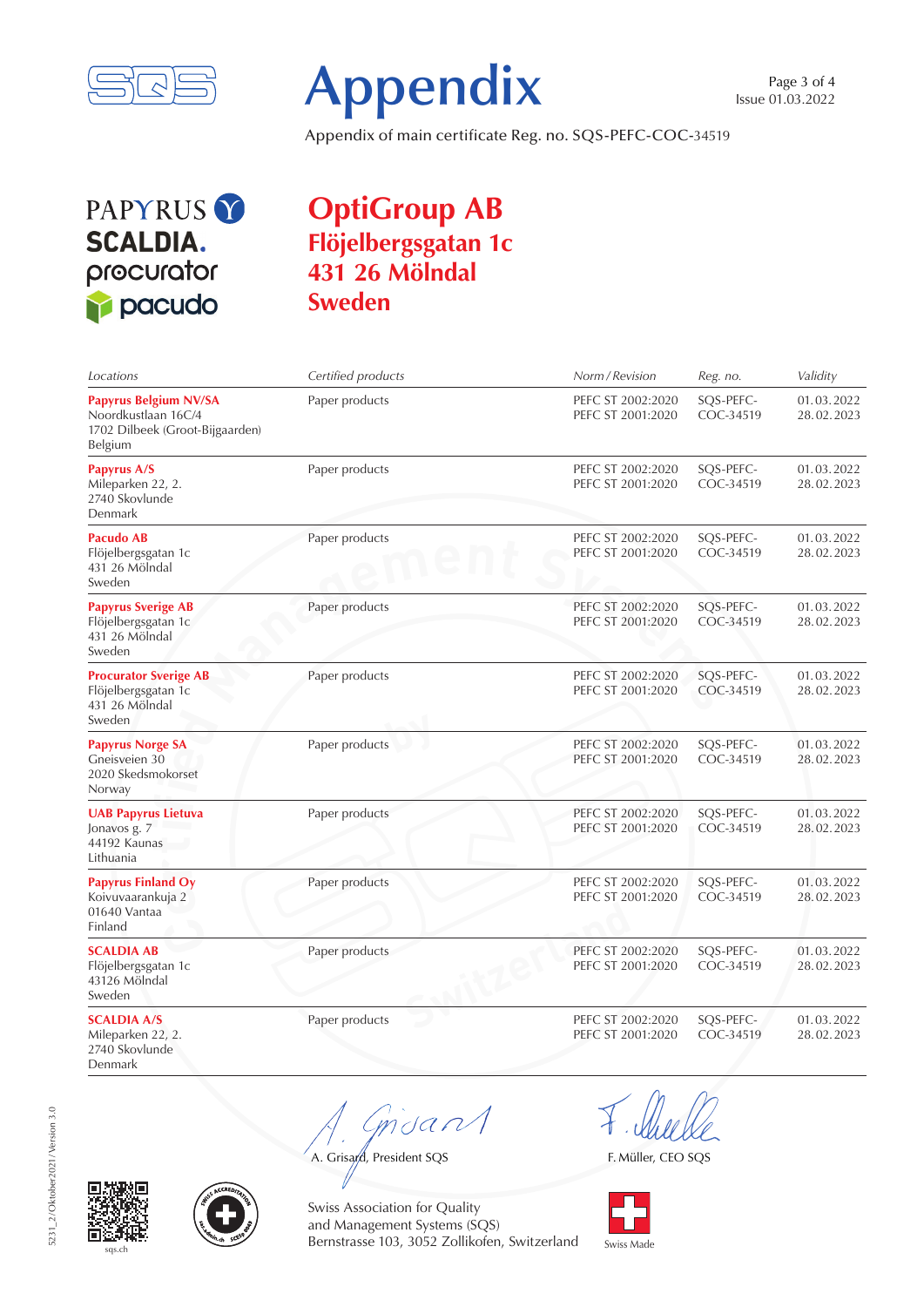# Appendix

Appendix of main certificate Reg. no. SQS-PEFC-COC-34519

Issue 01.03.2022

PAPYRUS
SCALDIA.
procurator
pacudo

## OptiGroup AB
### Flöjelbergsgatan 1c
### 431 26 Mölndal
### Sweden

| *Locations* | *Certified products* | *Norm / Revision* | *Reg. no.* | *Validity* |
|---|---|---|---|---|
| **Papyrus Belgium NV/SA**<br>Noordkustlaan 16C/4<br>1702 Dilbeek (Groot-Bijgaarden)<br>Belgium | Paper products | PEFC ST 2002:2020<br>PEFC ST 2001:2020 | SQS-PEFC-COC-34519 | 01.03.2022<br>28.02.2023 |
| **Papyrus A/S**<br>Mileparken 22, 2.<br>2740 Skovlunde<br>Denmark | Paper products | PEFC ST 2002:2020<br>PEFC ST 2001:2020 | SQS-PEFC-COC-34519 | 01.03.2022<br>28.02.2023 |
| **Pacudo AB**<br>Flöjelbergsgatan 1c<br>431 26 Mölndal<br>Sweden | Paper products | PEFC ST 2002:2020<br>PEFC ST 2001:2020 | SQS-PEFC-COC-34519 | 01.03.2022<br>28.02.2023 |
| **Papyrus Sverige AB**<br>Flöjelbergsgatan 1c<br>431 26 Mölndal<br>Sweden | Paper products | PEFC ST 2002:2020<br>PEFC ST 2001:2020 | SQS-PEFC-COC-34519 | 01.03.2022<br>28.02.2023 |
| **Procurator Sverige AB**<br>Flöjelbergsgatan 1c<br>431 26 Mölndal<br>Sweden | Paper products | PEFC ST 2002:2020<br>PEFC ST 2001:2020 | SQS-PEFC-COC-34519 | 01.03.2022<br>28.02.2023 |
| **Papyrus Norge SA**<br>Gneisveien 30<br>2020 Skedsmokorset<br>Norway | Paper products | PEFC ST 2002:2020<br>PEFC ST 2001:2020 | SQS-PEFC-COC-34519 | 01.03.2022<br>28.02.2023 |
| **UAB Papyrus Lietuva**<br>Jonavos g. 7<br>44192 Kaunas<br>Lithuania | Paper products | PEFC ST 2002:2020<br>PEFC ST 2001:2020 | SQS-PEFC-COC-34519 | 01.03.2022<br>28.02.2023 |
| **Papyrus Finland Oy**<br>Koivuvaarankuja 2<br>01640 Vantaa<br>Finland | Paper products | PEFC ST 2002:2020<br>PEFC ST 2001:2020 | SQS-PEFC-COC-34519 | 01.03.2022<br>28.02.2023 |
| **SCALDIA AB**<br>Flöjelbergsgatan 1c<br>43126 Mölndal<br>Sweden | Paper products | PEFC ST 2002:2020<br>PEFC ST 2001:2020 | SQS-PEFC-COC-34519 | 01.03.2022<br>28.02.2023 |
| **SCALDIA A/S**<br>Mileparken 22, 2.<br>2740 Skovlunde<br>Denmark | Paper products | PEFC ST 2002:2020<br>PEFC ST 2001:2020 | SQS-PEFC-COC-34519 | 01.03.2022<br>28.02.2023 |

A. Grisard, President SQS

F. Müller, CEO SQS

Swiss Association for Quality
and Management Systems (SQS)
Bernstrasse 103, 3052 Zollikofen, Switzerland

sqs.ch

Swiss Made

5231_2 / Oktober2021 / Version 3.0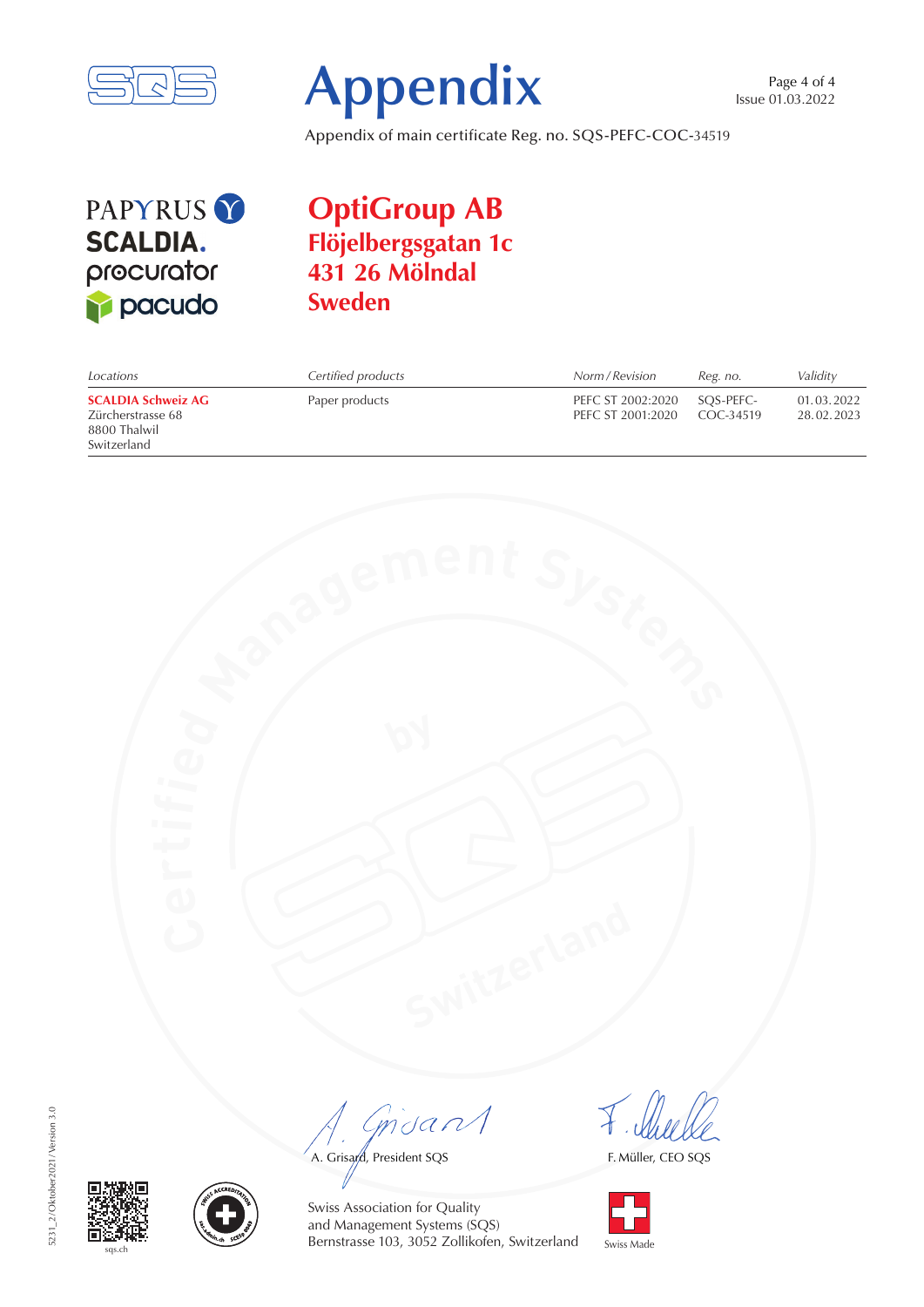# Appendix

Issue 01.03.2022

Appendix of main certificate Reg. no. SQS-PEFC-COC-34519

PAPYRUS
SCALDIA.
procurator
pacudo

## OptiGroup AB
### Flöjelbergsgatan 1c
### 431 26 Mölndal
### Sweden

| *Locations* | *Certified products* | *Norm / Revision* | *Reg. no.* | *Validity* |
|---|---|---|---|---|
| **SCALDIA Schweiz AG** Zürcherstrasse 68 8800 Thalwil Switzerland | Paper products | PEFC ST 2002:2020 PEFC ST 2001:2020 | SQS-PEFC-COC-34519 | 01.03.2022 28.02.2023 |

A. Grisard, President SQS

F. Müller, CEO SQS

Swiss Association for Quality
and Management Systems (SQS)
Bernstrasse 103, 3052 Zollikofen, Switzerland

Swiss Made

sqs.ch

5231_2/Oktober2021/Version 3.0